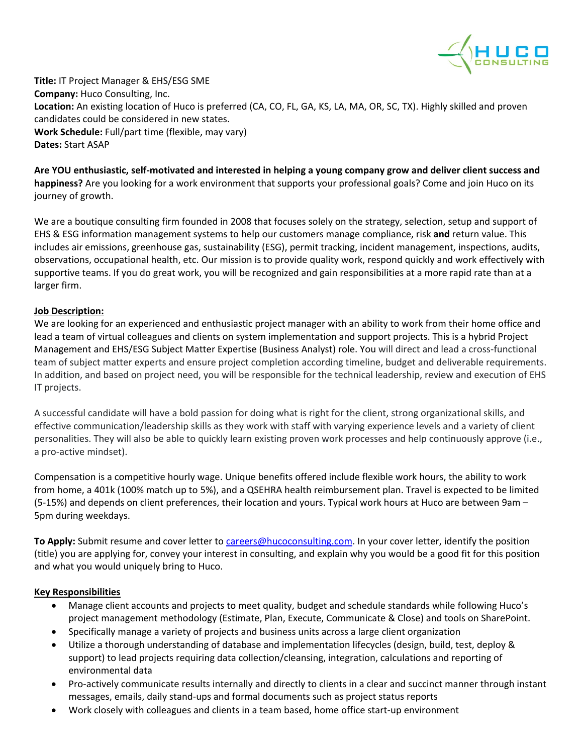**Title:** IT Project Manager & EHS/ESG SME
**Company:** Huco Consulting, Inc.
**Location:** An existing location of Huco is preferred (CA, CO, FL, GA, KS, LA, MA, OR, SC, TX). Highly skilled and proven candidates could be considered in new states.
**Work Schedule:** Full/part time (flexible, may vary)
**Dates:** Start ASAP

**Are YOU enthusiastic, self-motivated and interested in helping a young company grow and deliver client success and happiness?** Are you looking for a work environment that supports your professional goals? Come and join Huco on its journey of growth.

We are a boutique consulting firm founded in 2008 that focuses solely on the strategy, selection, setup and support of EHS & ESG information management systems to help our customers manage compliance, risk **and** return value. This includes air emissions, greenhouse gas, sustainability (ESG), permit tracking, incident management, inspections, audits, observations, occupational health, etc. Our mission is to provide quality work, respond quickly and work effectively with supportive teams. If you do great work, you will be recognized and gain responsibilities at a more rapid rate than at a larger firm.

**Job Description:**

We are looking for an experienced and enthusiastic project manager with an ability to work from their home office and lead a team of virtual colleagues and clients on system implementation and support projects. This is a hybrid Project Management and EHS/ESG Subject Matter Expertise (Business Analyst) role. You will direct and lead a cross-functional team of subject matter experts and ensure project completion according timeline, budget and deliverable requirements. In addition, and based on project need, you will be responsible for the technical leadership, review and execution of EHS IT projects.

A successful candidate will have a bold passion for doing what is right for the client, strong organizational skills, and effective communication/leadership skills as they work with staff with varying experience levels and a variety of client personalities. They will also be able to quickly learn existing proven work processes and help continuously approve (i.e., a pro-active mindset).

Compensation is a competitive hourly wage. Unique benefits offered include flexible work hours, the ability to work from home, a 401k (100% match up to 5%), and a QSEHRA health reimbursement plan. Travel is expected to be limited (5-15%) and depends on client preferences, their location and yours. Typical work hours at Huco are between 9am – 5pm during weekdays.

**To Apply:** Submit resume and cover letter to careers@hucoconsulting.com. In your cover letter, identify the position (title) you are applying for, convey your interest in consulting, and explain why you would be a good fit for this position and what you would uniquely bring to Huco.

**Key Responsibilities**

- Manage client accounts and projects to meet quality, budget and schedule standards while following Huco's project management methodology (Estimate, Plan, Execute, Communicate & Close) and tools on SharePoint.
- Specifically manage a variety of projects and business units across a large client organization
- Utilize a thorough understanding of database and implementation lifecycles (design, build, test, deploy & support) to lead projects requiring data collection/cleansing, integration, calculations and reporting of environmental data
- Pro-actively communicate results internally and directly to clients in a clear and succinct manner through instant messages, emails, daily stand-ups and formal documents such as project status reports
- Work closely with colleagues and clients in a team based, home office start-up environment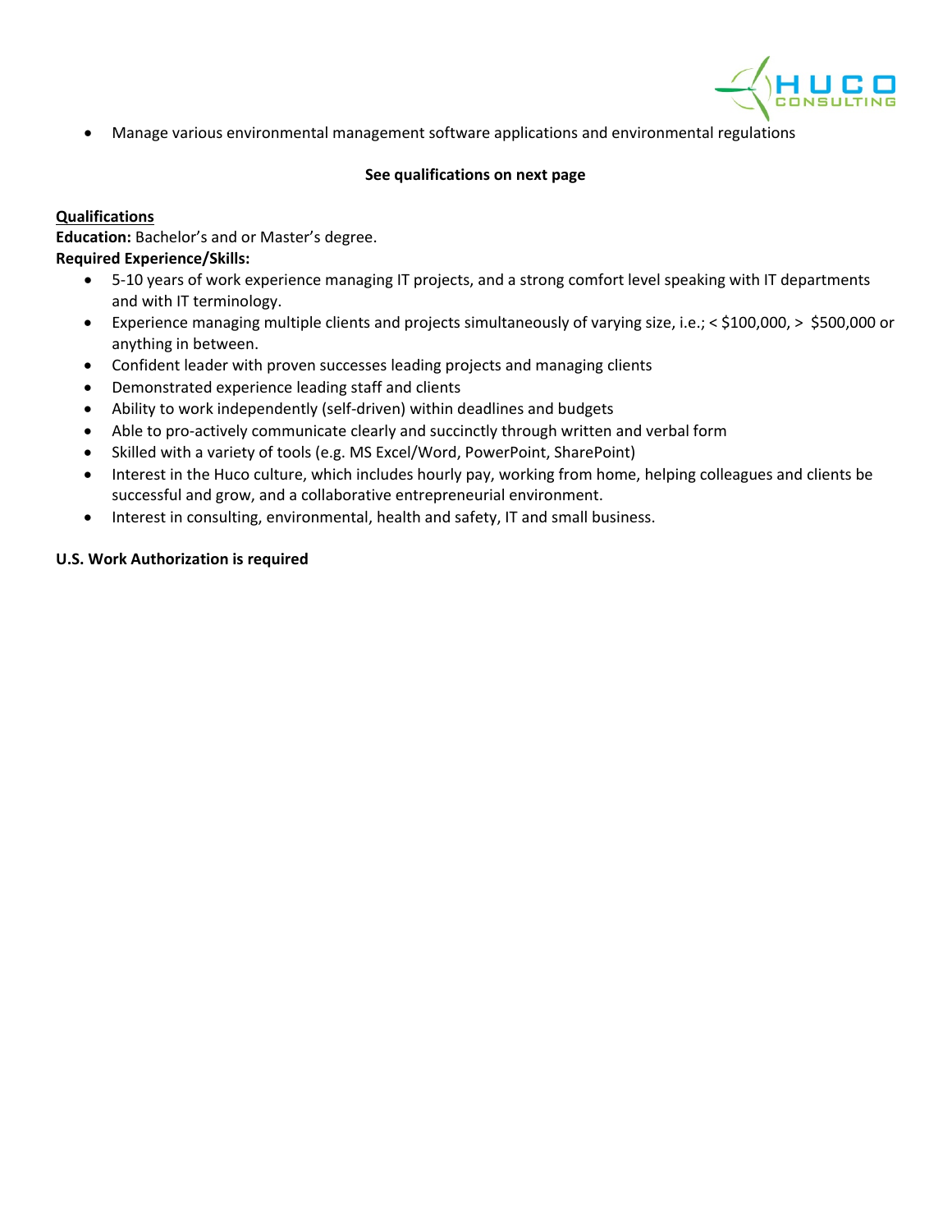- Manage various environmental management software applications and environmental regulations

**See qualifications on next page**

**Qualifications**

**Education:** Bachelor's and or Master's degree.

**Required Experience/Skills:**

- 5-10 years of work experience managing IT projects, and a strong comfort level speaking with IT departments and with IT terminology.
- Experience managing multiple clients and projects simultaneously of varying size, i.e.; < $100,000, > $500,000 or anything in between.
- Confident leader with proven successes leading projects and managing clients
- Demonstrated experience leading staff and clients
- Ability to work independently (self-driven) within deadlines and budgets
- Able to pro-actively communicate clearly and succinctly through written and verbal form
- Skilled with a variety of tools (e.g. MS Excel/Word, PowerPoint, SharePoint)
- Interest in the Huco culture, which includes hourly pay, working from home, helping colleagues and clients be successful and grow, and a collaborative entrepreneurial environment.
- Interest in consulting, environmental, health and safety, IT and small business.

**U.S. Work Authorization is required**